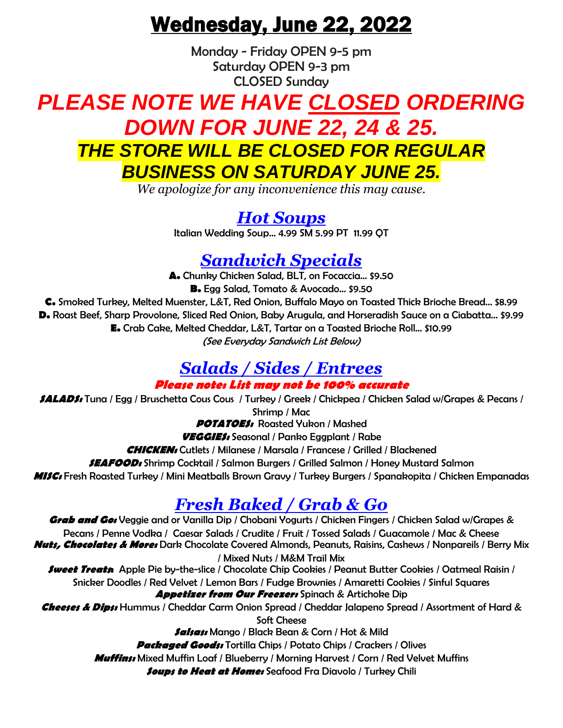# Wednesday, June 22, 2022

Monday - Friday OPEN 9-5 pm
Saturday OPEN 9-3 pm
CLOSED Sunday

## *PLEASE NOTE WE HAVE CLOSED ORDERING DOWN FOR JUNE 22, 24 & 25.*

## *THE STORE WILL BE CLOSED FOR REGULAR BUSINESS ON SATURDAY JUNE 25.*

*We apologize for any inconvenience this may cause.*

## *Hot Soups*

Italian Wedding Soup… 4.99 SM 5.99 PT 11.99 QT

## *Sandwich Specials*

**A.** Chunky Chicken Salad, BLT, on Focaccia… $9.50

**B.** Egg Salad, Tomato & Avocado… $9.50

**C.** Smoked Turkey, Melted Muenster, L&T, Red Onion, Buffalo Mayo on Toasted Thick Brioche Bread… $8.99

**D.** Roast Beef, Sharp Provolone, Sliced Red Onion, Baby Arugula, and Horseradish Sauce on a Ciabatta… $9.99

**E.** Crab Cake, Melted Cheddar, L&T, Tartar on a Toasted Brioche Roll… $10.99

*(See Everyday Sandwich List Below)*

## *Salads / Sides / Entrees*

***Please note: List may not be 100% accurate***

**SALADS:** Tuna / Egg / Bruschetta Cous Cous / Turkey / Greek / Chickpea / Chicken Salad w/Grapes & Pecans / Shrimp / Mac

**POTATOES:** Roasted Yukon / Mashed

**VEGGIES:** Seasonal / Panko Eggplant / Rabe

**CHICKEN:** Cutlets / Milanese / Marsala / Francese / Grilled / Blackened

**SEAFOOD:** Shrimp Cocktail / Salmon Burgers / Grilled Salmon / Honey Mustard Salmon

**MISC:** Fresh Roasted Turkey / Mini Meatballs Brown Gravy / Turkey Burgers / Spanakopita / Chicken Empanadas

## *Fresh Baked / Grab & Go*

**Grab and Go:** Veggie and or Vanilla Dip / Chobani Yogurts / Chicken Fingers / Chicken Salad w/Grapes & Pecans / Penne Vodka / Caesar Salads / Crudite / Fruit / Tossed Salads / Guacamole / Mac & Cheese

**Nuts, Chocolates & More:** Dark Chocolate Covered Almonds, Peanuts, Raisins, Cashews / Nonpareils / Berry Mix / Mixed Nuts / M&M Trail Mix

**Sweet Treats:** Apple Pie by-the-slice / Chocolate Chip Cookies / Peanut Butter Cookies / Oatmeal Raisin / Snicker Doodles / Red Velvet / Lemon Bars / Fudge Brownies / Amaretti Cookies / Sinful Squares

**Appetizer from Our Freezer:** Spinach & Artichoke Dip

**Cheeses & Dips:** Hummus / Cheddar Carm Onion Spread / Cheddar Jalapeno Spread / Assortment of Hard & Soft Cheese

**Salsas:** Mango / Black Bean & Corn / Hot & Mild

**Packaged Goods:** Tortilla Chips / Potato Chips / Crackers / Olives

**Muffins:** Mixed Muffin Loaf / Blueberry / Morning Harvest / Corn / Red Velvet Muffins

**Soups to Heat at Home:** Seafood Fra Diavolo / Turkey Chili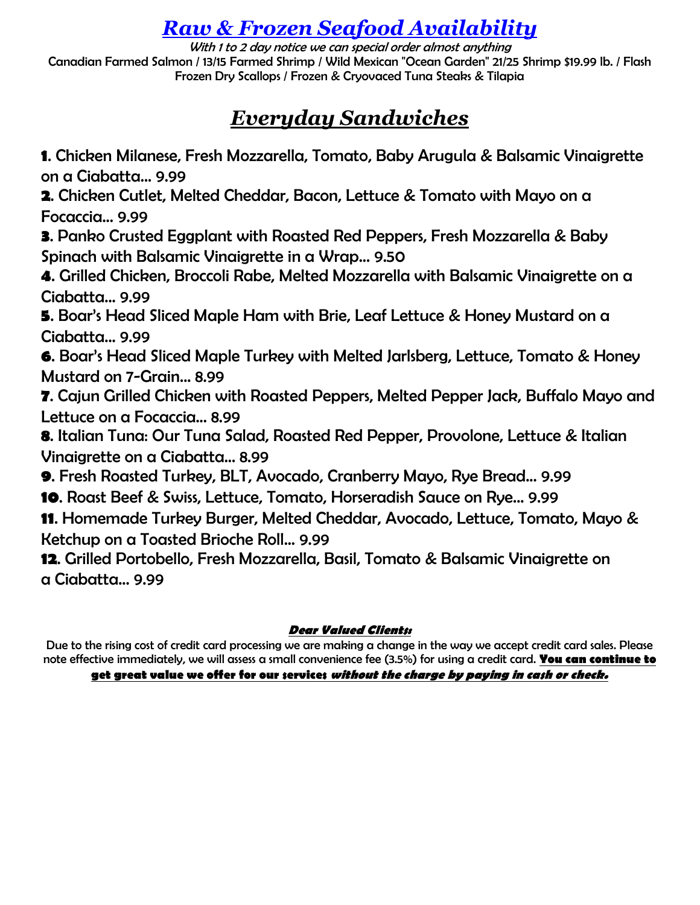# *Raw & Frozen Seafood Availability*

*With 1 to 2 day notice we can special order almost anything*

Canadian Farmed Salmon / 13/15 Farmed Shrimp / Wild Mexican "Ocean Garden" 21/25 Shrimp $19.99 lb. / Flash Frozen Dry Scallops / Frozen & Cryovaced Tuna Steaks & Tilapia

# *Everyday Sandwiches*

**1**. Chicken Milanese, Fresh Mozzarella, Tomato, Baby Arugula & Balsamic Vinaigrette on a Ciabatta… 9.99

**2**. Chicken Cutlet, Melted Cheddar, Bacon, Lettuce & Tomato with Mayo on a Focaccia… 9.99

**3**. Panko Crusted Eggplant with Roasted Red Peppers, Fresh Mozzarella & Baby Spinach with Balsamic Vinaigrette in a Wrap… 9.50

**4**. Grilled Chicken, Broccoli Rabe, Melted Mozzarella with Balsamic Vinaigrette on a Ciabatta… 9.99

**5**. Boar's Head Sliced Maple Ham with Brie, Leaf Lettuce & Honey Mustard on a Ciabatta… 9.99

**6**. Boar's Head Sliced Maple Turkey with Melted Jarlsberg, Lettuce, Tomato & Honey Mustard on 7-Grain… 8.99

**7**. Cajun Grilled Chicken with Roasted Peppers, Melted Pepper Jack, Buffalo Mayo and Lettuce on a Focaccia… 8.99

**8**. Italian Tuna: Our Tuna Salad, Roasted Red Pepper, Provolone, Lettuce & Italian Vinaigrette on a Ciabatta… 8.99

**9**. Fresh Roasted Turkey, BLT, Avocado, Cranberry Mayo, Rye Bread… 9.99

**10**. Roast Beef & Swiss, Lettuce, Tomato, Horseradish Sauce on Rye… 9.99

**11**. Homemade Turkey Burger, Melted Cheddar, Avocado, Lettuce, Tomato, Mayo & Ketchup on a Toasted Brioche Roll… 9.99

**12**. Grilled Portobello, Fresh Mozzarella, Basil, Tomato & Balsamic Vinaigrette on a Ciabatta… 9.99

***Dear Valued Clients:***

Due to the rising cost of credit card processing we are making a change in the way we accept credit card sales. Please note effective immediately, we will assess a small convenience fee (3.5%) for using a credit card. **You can continue to get great value we offer for our services *without the charge by paying in cash or check.***